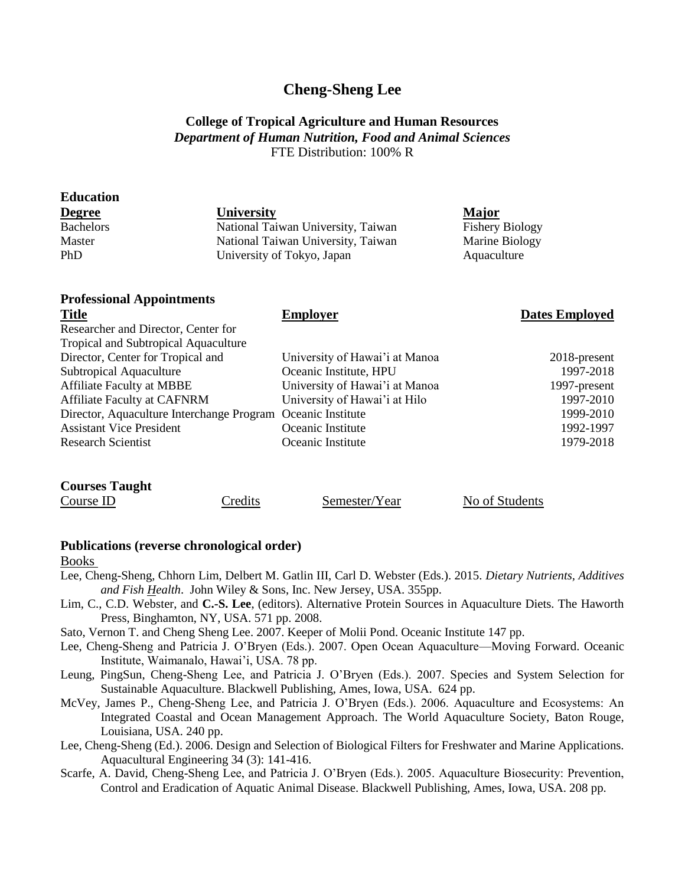# Cheng-Sheng Lee

**College of Tropical Agriculture and Human Resources**
***Department of Human Nutrition, Food and Animal Sciences***
FTE Distribution: 100% R

## Education

| Degree | University | Major |
|---|---|---|
| Bachelors | National Taiwan University, Taiwan | Fishery Biology |
| Master | National Taiwan University, Taiwan | Marine Biology |
| PhD | University of Tokyo, Japan | Aquaculture |

## Professional Appointments

| Title | Employer | Dates Employed |
|---|---|---|
| Researcher and Director, Center for Tropical and Subtropical Aquaculture | University of Hawai'i at Manoa | 2018-present |
| Director, Center for Tropical and Subtropical Aquaculture | Oceanic Institute, HPU | 1997-2018 |
| Affiliate Faculty at MBBE | University of Hawai'i at Manoa | 1997-present |
| Affiliate Faculty at CAFNRM | University of Hawai'i at Hilo | 1997-2010 |
| Director, Aquaculture Interchange Program | Oceanic Institute | 1999-2010 |
| Assistant Vice President | Oceanic Institute | 1992-1997 |
| Research Scientist | Oceanic Institute | 1979-2018 |

## Courses Taught

| Course ID | Credits | Semester/Year | No of Students |
|---|---|---|---|

## Publications (reverse chronological order)

Books

- Lee, Cheng-Sheng, Chhorn Lim, Delbert M. Gatlin III, Carl D. Webster (Eds.). 2015. *Dietary Nutrients, Additives and Fish Health*. John Wiley & Sons, Inc. New Jersey, USA. 355pp.
- Lim, C., C.D. Webster, and **C.-S. Lee**, (editors). Alternative Protein Sources in Aquaculture Diets. The Haworth Press, Binghamton, NY, USA. 571 pp. 2008.
- Sato, Vernon T. and Cheng Sheng Lee. 2007. Keeper of Molii Pond. Oceanic Institute 147 pp.
- Lee, Cheng-Sheng and Patricia J. O'Bryen (Eds.). 2007. Open Ocean Aquaculture—Moving Forward. Oceanic Institute, Waimanalo, Hawai'i, USA. 78 pp.
- Leung, PingSun, Cheng-Sheng Lee, and Patricia J. O'Bryen (Eds.). 2007. Species and System Selection for Sustainable Aquaculture. Blackwell Publishing, Ames, Iowa, USA. 624 pp.
- McVey, James P., Cheng-Sheng Lee, and Patricia J. O'Bryen (Eds.). 2006. Aquaculture and Ecosystems: An Integrated Coastal and Ocean Management Approach. The World Aquaculture Society, Baton Rouge, Louisiana, USA. 240 pp.
- Lee, Cheng-Sheng (Ed.). 2006. Design and Selection of Biological Filters for Freshwater and Marine Applications. Aquacultural Engineering 34 (3): 141-416.
- Scarfe, A. David, Cheng-Sheng Lee, and Patricia J. O'Bryen (Eds.). 2005. Aquaculture Biosecurity: Prevention, Control and Eradication of Aquatic Animal Disease. Blackwell Publishing, Ames, Iowa, USA. 208 pp.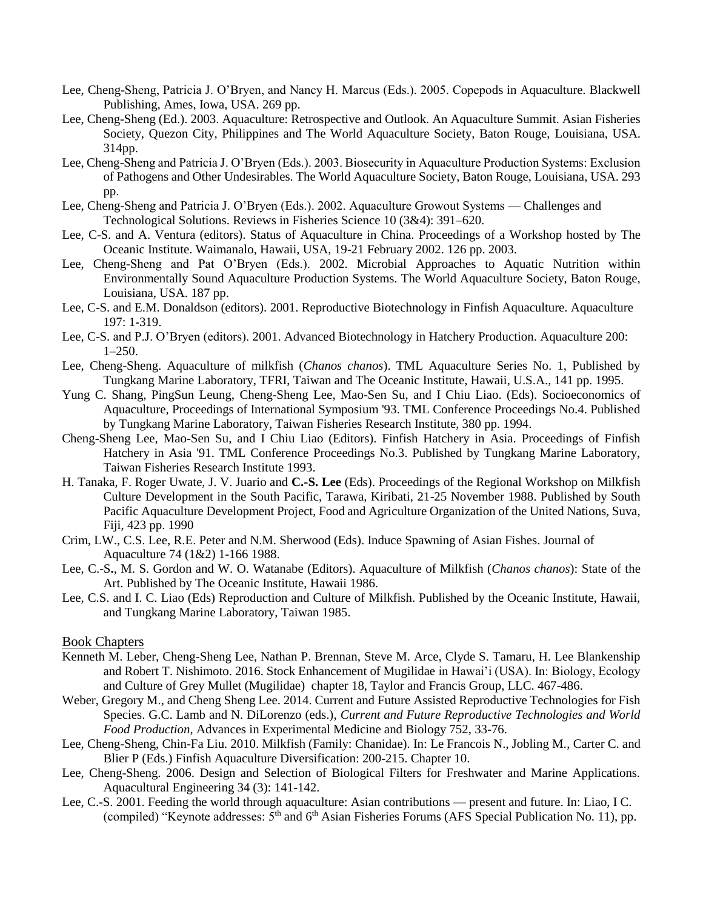Lee, Cheng-Sheng, Patricia J. O'Bryen, and Nancy H. Marcus (Eds.). 2005. Copepods in Aquaculture. Blackwell Publishing, Ames, Iowa, USA. 269 pp.

Lee, Cheng-Sheng (Ed.). 2003. Aquaculture: Retrospective and Outlook. An Aquaculture Summit. Asian Fisheries Society, Quezon City, Philippines and The World Aquaculture Society, Baton Rouge, Louisiana, USA. 314pp.

Lee, Cheng-Sheng and Patricia J. O'Bryen (Eds.). 2003. Biosecurity in Aquaculture Production Systems: Exclusion of Pathogens and Other Undesirables. The World Aquaculture Society, Baton Rouge, Louisiana, USA. 293 pp.

Lee, Cheng-Sheng and Patricia J. O'Bryen (Eds.). 2002. Aquaculture Growout Systems — Challenges and Technological Solutions. Reviews in Fisheries Science 10 (3&4): 391–620.

Lee, C-S. and A. Ventura (editors). Status of Aquaculture in China. Proceedings of a Workshop hosted by The Oceanic Institute. Waimanalo, Hawaii, USA, 19-21 February 2002. 126 pp. 2003.

Lee, Cheng-Sheng and Pat O'Bryen (Eds.). 2002. Microbial Approaches to Aquatic Nutrition within Environmentally Sound Aquaculture Production Systems. The World Aquaculture Society, Baton Rouge, Louisiana, USA. 187 pp.

Lee, C-S. and E.M. Donaldson (editors). 2001. Reproductive Biotechnology in Finfish Aquaculture. Aquaculture 197: 1-319.

Lee, C-S. and P.J. O'Bryen (editors). 2001. Advanced Biotechnology in Hatchery Production. Aquaculture 200: 1–250.

Lee, Cheng-Sheng. Aquaculture of milkfish (*Chanos chanos*). TML Aquaculture Series No. 1, Published by Tungkang Marine Laboratory, TFRI, Taiwan and The Oceanic Institute, Hawaii, U.S.A., 141 pp. 1995.

Yung C. Shang, PingSun Leung, Cheng-Sheng Lee, Mao-Sen Su, and I Chiu Liao. (Eds). Socioeconomics of Aquaculture, Proceedings of International Symposium '93. TML Conference Proceedings No.4. Published by Tungkang Marine Laboratory, Taiwan Fisheries Research Institute, 380 pp. 1994.

Cheng-Sheng Lee, Mao-Sen Su, and I Chiu Liao (Editors). Finfish Hatchery in Asia. Proceedings of Finfish Hatchery in Asia '91. TML Conference Proceedings No.3. Published by Tungkang Marine Laboratory, Taiwan Fisheries Research Institute 1993.

H. Tanaka, F. Roger Uwate, J. V. Juario and **C.-S. Lee** (Eds). Proceedings of the Regional Workshop on Milkfish Culture Development in the South Pacific, Tarawa, Kiribati, 21-25 November 1988. Published by South Pacific Aquaculture Development Project, Food and Agriculture Organization of the United Nations, Suva, Fiji, 423 pp. 1990

Crim, LW., C.S. Lee, R.E. Peter and N.M. Sherwood (Eds). Induce Spawning of Asian Fishes. Journal of Aquaculture 74 (1&2) 1-166 1988.

Lee, C.-S., M. S. Gordon and W. O. Watanabe (Editors). Aquaculture of Milkfish (*Chanos chanos*): State of the Art. Published by The Oceanic Institute, Hawaii 1986.

Lee, C.S. and I. C. Liao (Eds) Reproduction and Culture of Milkfish. Published by the Oceanic Institute, Hawaii, and Tungkang Marine Laboratory, Taiwan 1985.

## Book Chapters

Kenneth M. Leber, Cheng-Sheng Lee, Nathan P. Brennan, Steve M. Arce, Clyde S. Tamaru, H. Lee Blankenship and Robert T. Nishimoto. 2016. Stock Enhancement of Mugilidae in Hawai'i (USA). In: Biology, Ecology and Culture of Grey Mullet (Mugilidae) chapter 18, Taylor and Francis Group, LLC. 467-486.

Weber, Gregory M., and Cheng Sheng Lee. 2014. Current and Future Assisted Reproductive Technologies for Fish Species. G.C. Lamb and N. DiLorenzo (eds.), *Current and Future Reproductive Technologies and World Food Production*, Advances in Experimental Medicine and Biology 752, 33-76.

Lee, Cheng-Sheng, Chin-Fa Liu. 2010. Milkfish (Family: Chanidae). In: Le Francois N., Jobling M., Carter C. and Blier P (Eds.) Finfish Aquaculture Diversification: 200-215. Chapter 10.

Lee, Cheng-Sheng. 2006. Design and Selection of Biological Filters for Freshwater and Marine Applications. Aquacultural Engineering 34 (3): 141-142.

Lee, C.-S. 2001. Feeding the world through aquaculture: Asian contributions — present and future. In: Liao, I C. (compiled) "Keynote addresses: 5th and 6th Asian Fisheries Forums (AFS Special Publication No. 11), pp.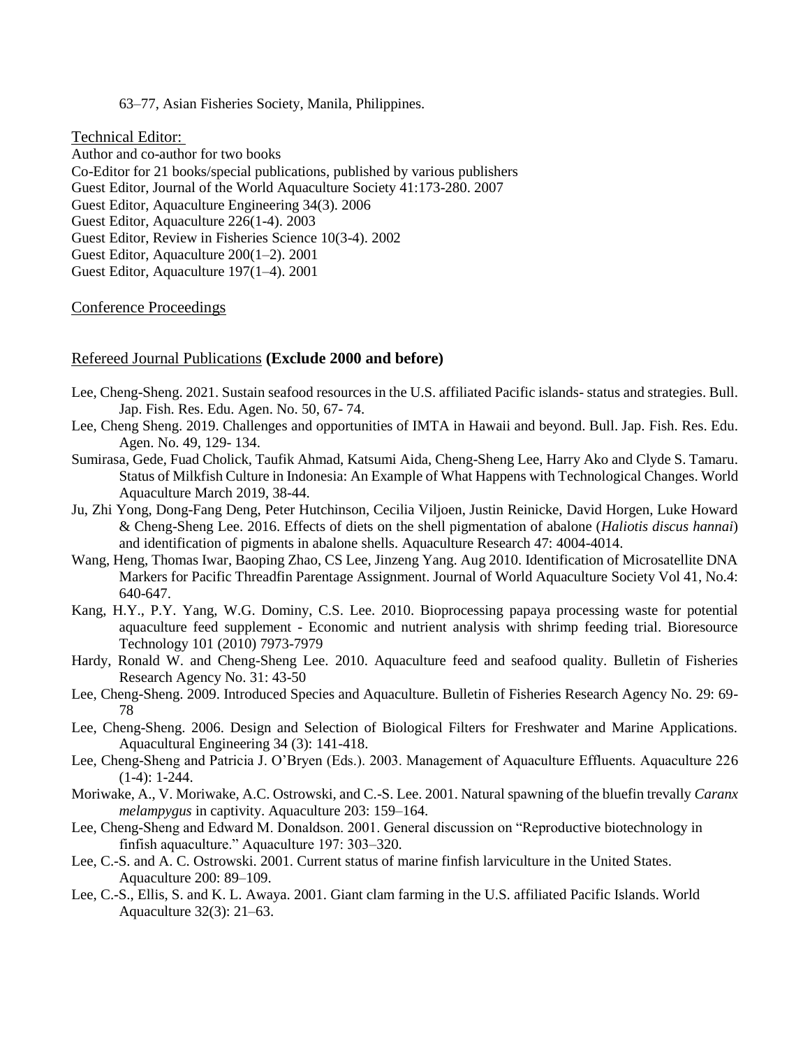63–77, Asian Fisheries Society, Manila, Philippines.

Technical Editor:

Author and co-author for two books
Co-Editor for 21 books/special publications, published by various publishers
Guest Editor, Journal of the World Aquaculture Society 41:173-280. 2007
Guest Editor, Aquaculture Engineering 34(3). 2006
Guest Editor, Aquaculture 226(1-4). 2003
Guest Editor, Review in Fisheries Science 10(3-4). 2002
Guest Editor, Aquaculture 200(1–2). 2001
Guest Editor, Aquaculture 197(1–4). 2001

Conference Proceedings

Refereed Journal Publications **(Exclude 2000 and before)**

Lee, Cheng-Sheng. 2021. Sustain seafood resources in the U.S. affiliated Pacific islands- status and strategies. Bull. Jap. Fish. Res. Edu. Agen. No. 50, 67- 74.

Lee, Cheng Sheng. 2019. Challenges and opportunities of IMTA in Hawaii and beyond. Bull. Jap. Fish. Res. Edu. Agen. No. 49, 129- 134.

Sumirasa, Gede, Fuad Cholick, Taufik Ahmad, Katsumi Aida, Cheng-Sheng Lee, Harry Ako and Clyde S. Tamaru. Status of Milkfish Culture in Indonesia: An Example of What Happens with Technological Changes. World Aquaculture March 2019, 38-44.

Ju, Zhi Yong, Dong-Fang Deng, Peter Hutchinson, Cecilia Viljoen, Justin Reinicke, David Horgen, Luke Howard & Cheng-Sheng Lee. 2016. Effects of diets on the shell pigmentation of abalone (*Haliotis discus hannai*) and identification of pigments in abalone shells. Aquaculture Research 47: 4004-4014.

Wang, Heng, Thomas Iwar, Baoping Zhao, CS Lee, Jinzeng Yang. Aug 2010. Identification of Microsatellite DNA Markers for Pacific Threadfin Parentage Assignment. Journal of World Aquaculture Society Vol 41, No.4: 640-647.

Kang, H.Y., P.Y. Yang, W.G. Dominy, C.S. Lee. 2010. Bioprocessing papaya processing waste for potential aquaculture feed supplement - Economic and nutrient analysis with shrimp feeding trial. Bioresource Technology 101 (2010) 7973-7979

Hardy, Ronald W. and Cheng-Sheng Lee. 2010. Aquaculture feed and seafood quality. Bulletin of Fisheries Research Agency No. 31: 43-50

Lee, Cheng-Sheng. 2009. Introduced Species and Aquaculture. Bulletin of Fisheries Research Agency No. 29: 69-78

Lee, Cheng-Sheng. 2006. Design and Selection of Biological Filters for Freshwater and Marine Applications. Aquacultural Engineering 34 (3): 141-418.

Lee, Cheng-Sheng and Patricia J. O'Bryen (Eds.). 2003. Management of Aquaculture Effluents. Aquaculture 226 (1-4): 1-244.

Moriwake, A., V. Moriwake, A.C. Ostrowski, and C.-S. Lee. 2001. Natural spawning of the bluefin trevally *Caranx melampygus* in captivity. Aquaculture 203: 159–164.

Lee, Cheng-Sheng and Edward M. Donaldson. 2001. General discussion on "Reproductive biotechnology in finfish aquaculture." Aquaculture 197: 303–320.

Lee, C.-S. and A. C. Ostrowski. 2001. Current status of marine finfish larviculture in the United States. Aquaculture 200: 89–109.

Lee, C.-S., Ellis, S. and K. L. Awaya. 2001. Giant clam farming in the U.S. affiliated Pacific Islands. World Aquaculture 32(3): 21–63.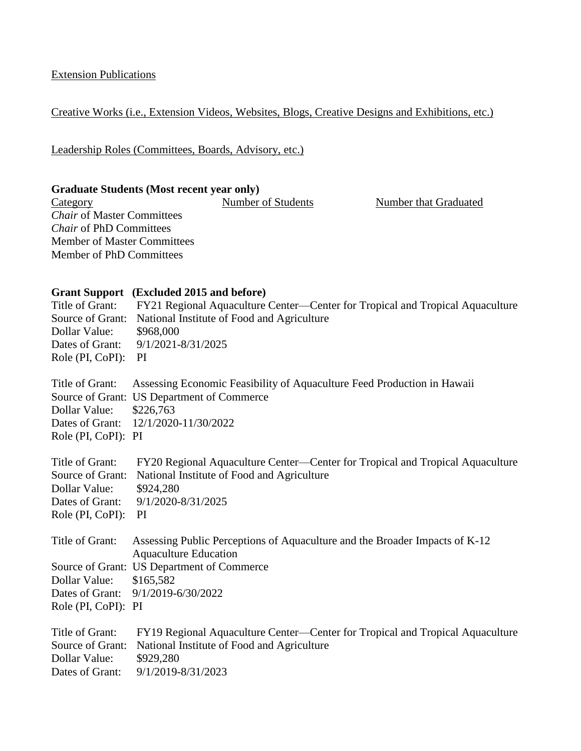<u>Extension Publications</u>

<u>Creative Works (i.e., Extension Videos, Websites, Blogs, Creative Designs and Exhibitions, etc.)</u>

<u>Leadership Roles (Committees, Boards, Advisory, etc.)</u>

**Graduate Students (Most recent year only)**

| Category | Number of Students | Number that Graduated |
|---|---|---|
| *Chair* of Master Committees | | |
| *Chair* of PhD Committees | | |
| Member of Master Committees | | |
| Member of PhD Committees | | |

**Grant Support (Excluded 2015 and before)**

Title of Grant: FY21 Regional Aquaculture Center—Center for Tropical and Tropical Aquaculture
Source of Grant: National Institute of Food and Agriculture
Dollar Value: $968,000
Dates of Grant: 9/1/2021-8/31/2025
Role (PI, CoPI): PI

Title of Grant: Assessing Economic Feasibility of Aquaculture Feed Production in Hawaii
Source of Grant: US Department of Commerce
Dollar Value: $226,763
Dates of Grant: 12/1/2020-11/30/2022
Role (PI, CoPI): PI

Title of Grant: FY20 Regional Aquaculture Center—Center for Tropical and Tropical Aquaculture
Source of Grant: National Institute of Food and Agriculture
Dollar Value: $924,280
Dates of Grant: 9/1/2020-8/31/2025
Role (PI, CoPI): PI

Title of Grant: Assessing Public Perceptions of Aquaculture and the Broader Impacts of K-12 Aquaculture Education
Source of Grant: US Department of Commerce
Dollar Value: $165,582
Dates of Grant: 9/1/2019-6/30/2022
Role (PI, CoPI): PI

Title of Grant: FY19 Regional Aquaculture Center—Center for Tropical and Tropical Aquaculture
Source of Grant: National Institute of Food and Agriculture
Dollar Value: $929,280
Dates of Grant: 9/1/2019-8/31/2023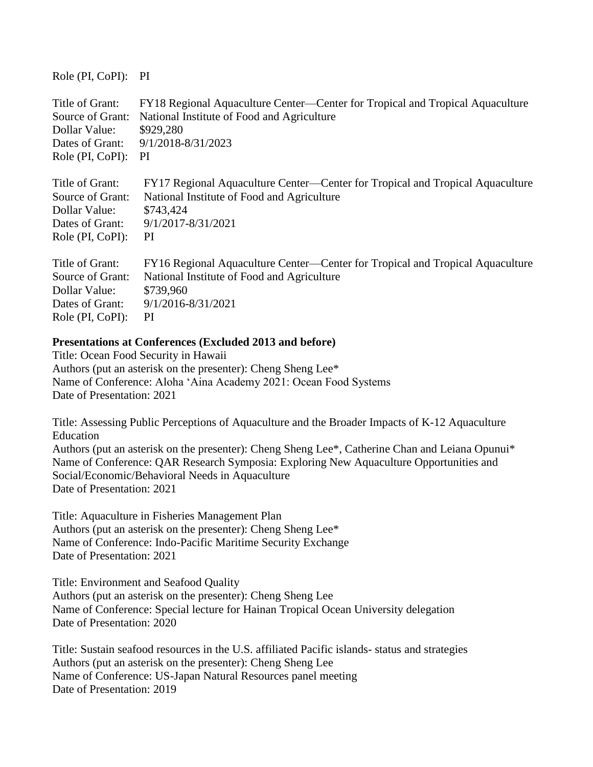Role (PI, CoPI): PI

Title of Grant: FY18 Regional Aquaculture Center—Center for Tropical and Tropical Aquaculture
Source of Grant: National Institute of Food and Agriculture
Dollar Value: $929,280
Dates of Grant: 9/1/2018-8/31/2023
Role (PI, CoPI): PI

Title of Grant: FY17 Regional Aquaculture Center—Center for Tropical and Tropical Aquaculture
Source of Grant: National Institute of Food and Agriculture
Dollar Value: $743,424
Dates of Grant: 9/1/2017-8/31/2021
Role (PI, CoPI): PI

Title of Grant: FY16 Regional Aquaculture Center—Center for Tropical and Tropical Aquaculture
Source of Grant: National Institute of Food and Agriculture
Dollar Value: $739,960
Dates of Grant: 9/1/2016-8/31/2021
Role (PI, CoPI): PI

**Presentations at Conferences (Excluded 2013 and before)**

Title: Ocean Food Security in Hawaii
Authors (put an asterisk on the presenter): Cheng Sheng Lee*
Name of Conference: Aloha 'Aina Academy 2021: Ocean Food Systems
Date of Presentation: 2021

Title: Assessing Public Perceptions of Aquaculture and the Broader Impacts of K-12 Aquaculture Education
Authors (put an asterisk on the presenter): Cheng Sheng Lee*, Catherine Chan and Leiana Opunui*
Name of Conference: QAR Research Symposia: Exploring New Aquaculture Opportunities and Social/Economic/Behavioral Needs in Aquaculture
Date of Presentation: 2021

Title: Aquaculture in Fisheries Management Plan
Authors (put an asterisk on the presenter): Cheng Sheng Lee*
Name of Conference: Indo-Pacific Maritime Security Exchange
Date of Presentation: 2021

Title: Environment and Seafood Quality
Authors (put an asterisk on the presenter): Cheng Sheng Lee
Name of Conference: Special lecture for Hainan Tropical Ocean University delegation
Date of Presentation: 2020

Title: Sustain seafood resources in the U.S. affiliated Pacific islands- status and strategies
Authors (put an asterisk on the presenter): Cheng Sheng Lee
Name of Conference: US-Japan Natural Resources panel meeting
Date of Presentation: 2019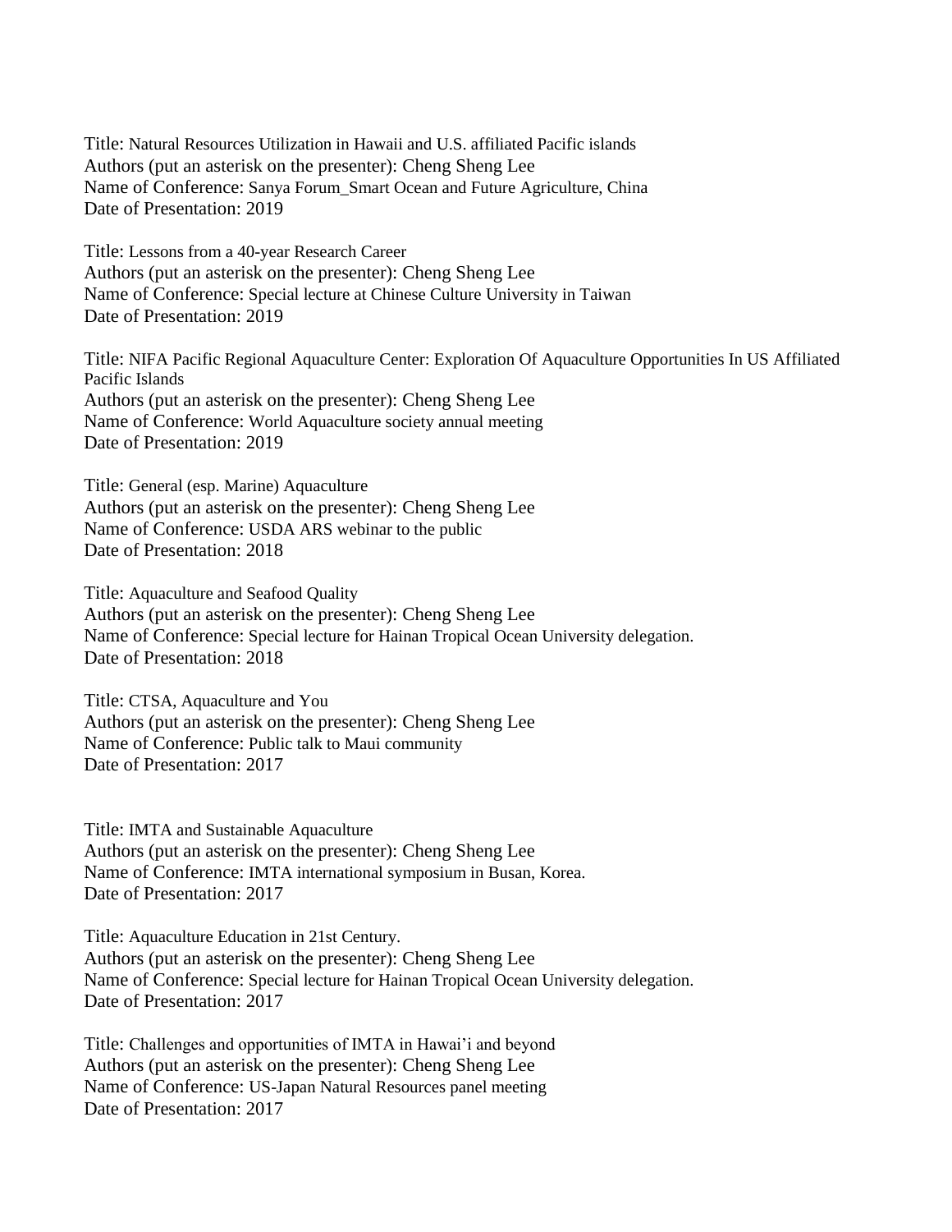Title: Natural Resources Utilization in Hawaii and U.S. affiliated Pacific islands
Authors (put an asterisk on the presenter): Cheng Sheng Lee
Name of Conference: Sanya Forum_Smart Ocean and Future Agriculture, China
Date of Presentation: 2019

Title: Lessons from a 40-year Research Career
Authors (put an asterisk on the presenter): Cheng Sheng Lee
Name of Conference: Special lecture at Chinese Culture University in Taiwan
Date of Presentation: 2019

Title: NIFA Pacific Regional Aquaculture Center: Exploration Of Aquaculture Opportunities In US Affiliated Pacific Islands
Authors (put an asterisk on the presenter): Cheng Sheng Lee
Name of Conference: World Aquaculture society annual meeting
Date of Presentation: 2019

Title: General (esp. Marine) Aquaculture
Authors (put an asterisk on the presenter): Cheng Sheng Lee
Name of Conference: USDA ARS webinar to the public
Date of Presentation: 2018

Title: Aquaculture and Seafood Quality
Authors (put an asterisk on the presenter): Cheng Sheng Lee
Name of Conference: Special lecture for Hainan Tropical Ocean University delegation.
Date of Presentation: 2018

Title: CTSA, Aquaculture and You
Authors (put an asterisk on the presenter): Cheng Sheng Lee
Name of Conference: Public talk to Maui community
Date of Presentation: 2017

Title: IMTA and Sustainable Aquaculture
Authors (put an asterisk on the presenter): Cheng Sheng Lee
Name of Conference: IMTA international symposium in Busan, Korea.
Date of Presentation: 2017

Title: Aquaculture Education in 21st Century.
Authors (put an asterisk on the presenter): Cheng Sheng Lee
Name of Conference: Special lecture for Hainan Tropical Ocean University delegation.
Date of Presentation: 2017

Title: Challenges and opportunities of IMTA in Hawai'i and beyond
Authors (put an asterisk on the presenter): Cheng Sheng Lee
Name of Conference: US-Japan Natural Resources panel meeting
Date of Presentation: 2017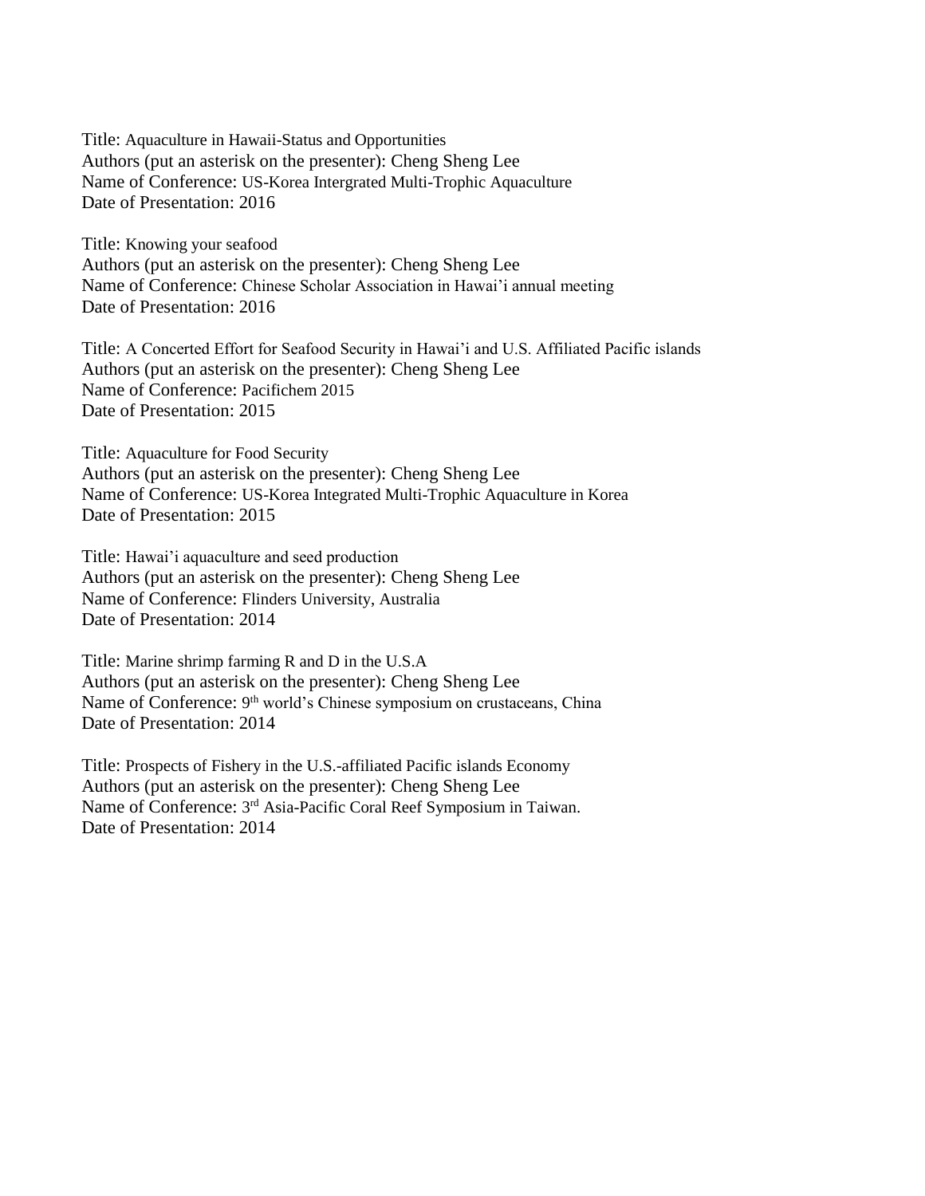Title: Aquaculture in Hawaii-Status and Opportunities
Authors (put an asterisk on the presenter): Cheng Sheng Lee
Name of Conference: US-Korea Intergrated Multi-Trophic Aquaculture
Date of Presentation: 2016

Title: Knowing your seafood
Authors (put an asterisk on the presenter): Cheng Sheng Lee
Name of Conference: Chinese Scholar Association in Hawai'i annual meeting
Date of Presentation: 2016

Title: A Concerted Effort for Seafood Security in Hawai'i and U.S. Affiliated Pacific islands
Authors (put an asterisk on the presenter): Cheng Sheng Lee
Name of Conference: Pacifichem 2015
Date of Presentation: 2015

Title: Aquaculture for Food Security
Authors (put an asterisk on the presenter): Cheng Sheng Lee
Name of Conference: US-Korea Integrated Multi-Trophic Aquaculture in Korea
Date of Presentation: 2015

Title: Hawai'i aquaculture and seed production
Authors (put an asterisk on the presenter): Cheng Sheng Lee
Name of Conference: Flinders University, Australia
Date of Presentation: 2014

Title: Marine shrimp farming R and D in the U.S.A
Authors (put an asterisk on the presenter): Cheng Sheng Lee
Name of Conference: 9th world's Chinese symposium on crustaceans, China
Date of Presentation: 2014

Title: Prospects of Fishery in the U.S.-affiliated Pacific islands Economy
Authors (put an asterisk on the presenter): Cheng Sheng Lee
Name of Conference: 3rd Asia-Pacific Coral Reef Symposium in Taiwan.
Date of Presentation: 2014